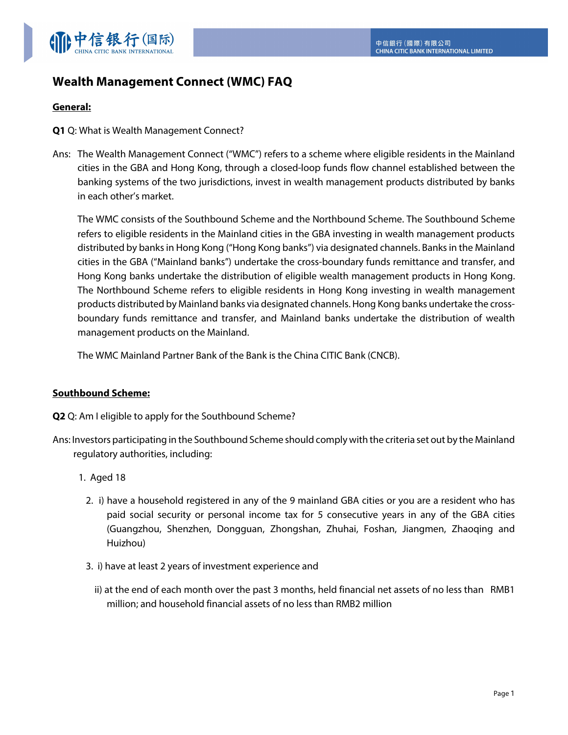# Wealth Management Connect (WMC) FAQ

**General:**

**Q1** Q: What is Wealth Management Connect?

Ans: The Wealth Management Connect ("WMC") refers to a scheme where eligible residents in the Mainland cities in the GBA and Hong Kong, through a closed-loop funds flow channel established between the banking systems of the two jurisdictions, invest in wealth management products distributed by banks in each other's market.

The WMC consists of the Southbound Scheme and the Northbound Scheme. The Southbound Scheme refers to eligible residents in the Mainland cities in the GBA investing in wealth management products distributed by banks in Hong Kong ("Hong Kong banks") via designated channels. Banks in the Mainland cities in the GBA ("Mainland banks") undertake the cross-boundary funds remittance and transfer, and Hong Kong banks undertake the distribution of eligible wealth management products in Hong Kong. The Northbound Scheme refers to eligible residents in Hong Kong investing in wealth management products distributed by Mainland banks via designated channels. Hong Kong banks undertake the cross-boundary funds remittance and transfer, and Mainland banks undertake the distribution of wealth management products on the Mainland.

The WMC Mainland Partner Bank of the Bank is the China CITIC Bank (CNCB).

**Southbound Scheme:**

**Q2** Q: Am I eligible to apply for the Southbound Scheme?

Ans: Investors participating in the Southbound Scheme should comply with the criteria set out by the Mainland regulatory authorities, including:

1. Aged 18
2. i) have a household registered in any of the 9 mainland GBA cities or you are a resident who has paid social security or personal income tax for 5 consecutive years in any of the GBA cities (Guangzhou, Shenzhen, Dongguan, Zhongshan, Zhuhai, Foshan, Jiangmen, Zhaoqing and Huizhou)
3. i) have at least 2 years of investment experience and

   ii) at the end of each month over the past 3 months, held financial net assets of no less than RMB1 million; and household financial assets of no less than RMB2 million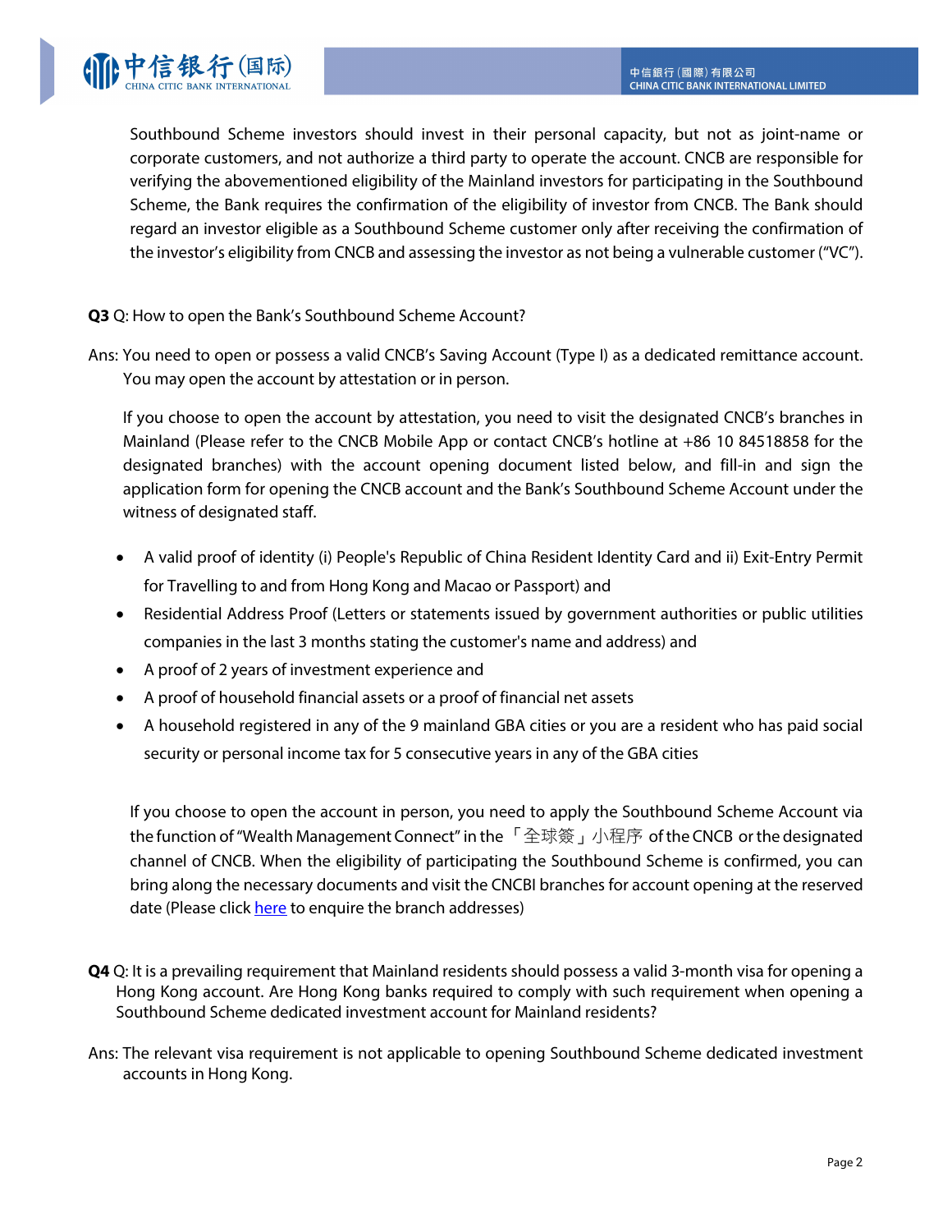Southbound Scheme investors should invest in their personal capacity, but not as joint-name or corporate customers, and not authorize a third party to operate the account. CNCB are responsible for verifying the abovementioned eligibility of the Mainland investors for participating in the Southbound Scheme, the Bank requires the confirmation of the eligibility of investor from CNCB. The Bank should regard an investor eligible as a Southbound Scheme customer only after receiving the confirmation of the investor's eligibility from CNCB and assessing the investor as not being a vulnerable customer ("VC").

**Q3** Q: How to open the Bank's Southbound Scheme Account?

Ans: You need to open or possess a valid CNCB's Saving Account (Type I) as a dedicated remittance account. You may open the account by attestation or in person.

If you choose to open the account by attestation, you need to visit the designated CNCB's branches in Mainland (Please refer to the CNCB Mobile App or contact CNCB's hotline at +86 10 84518858 for the designated branches) with the account opening document listed below, and fill-in and sign the application form for opening the CNCB account and the Bank's Southbound Scheme Account under the witness of designated staff.

- A valid proof of identity (i) People's Republic of China Resident Identity Card and ii) Exit-Entry Permit for Travelling to and from Hong Kong and Macao or Passport) and
- Residential Address Proof (Letters or statements issued by government authorities or public utilities companies in the last 3 months stating the customer's name and address) and
- A proof of 2 years of investment experience and
- A proof of household financial assets or a proof of financial net assets
- A household registered in any of the 9 mainland GBA cities or you are a resident who has paid social security or personal income tax for 5 consecutive years in any of the GBA cities

If you choose to open the account in person, you need to apply the Southbound Scheme Account via the function of "Wealth Management Connect" in the 「全球簽」小程序 of the CNCB or the designated channel of CNCB. When the eligibility of participating the Southbound Scheme is confirmed, you can bring along the necessary documents and visit the CNCBI branches for account opening at the reserved date (Please click here to enquire the branch addresses)

**Q4** Q: It is a prevailing requirement that Mainland residents should possess a valid 3-month visa for opening a Hong Kong account. Are Hong Kong banks required to comply with such requirement when opening a Southbound Scheme dedicated investment account for Mainland residents?

Ans: The relevant visa requirement is not applicable to opening Southbound Scheme dedicated investment accounts in Hong Kong.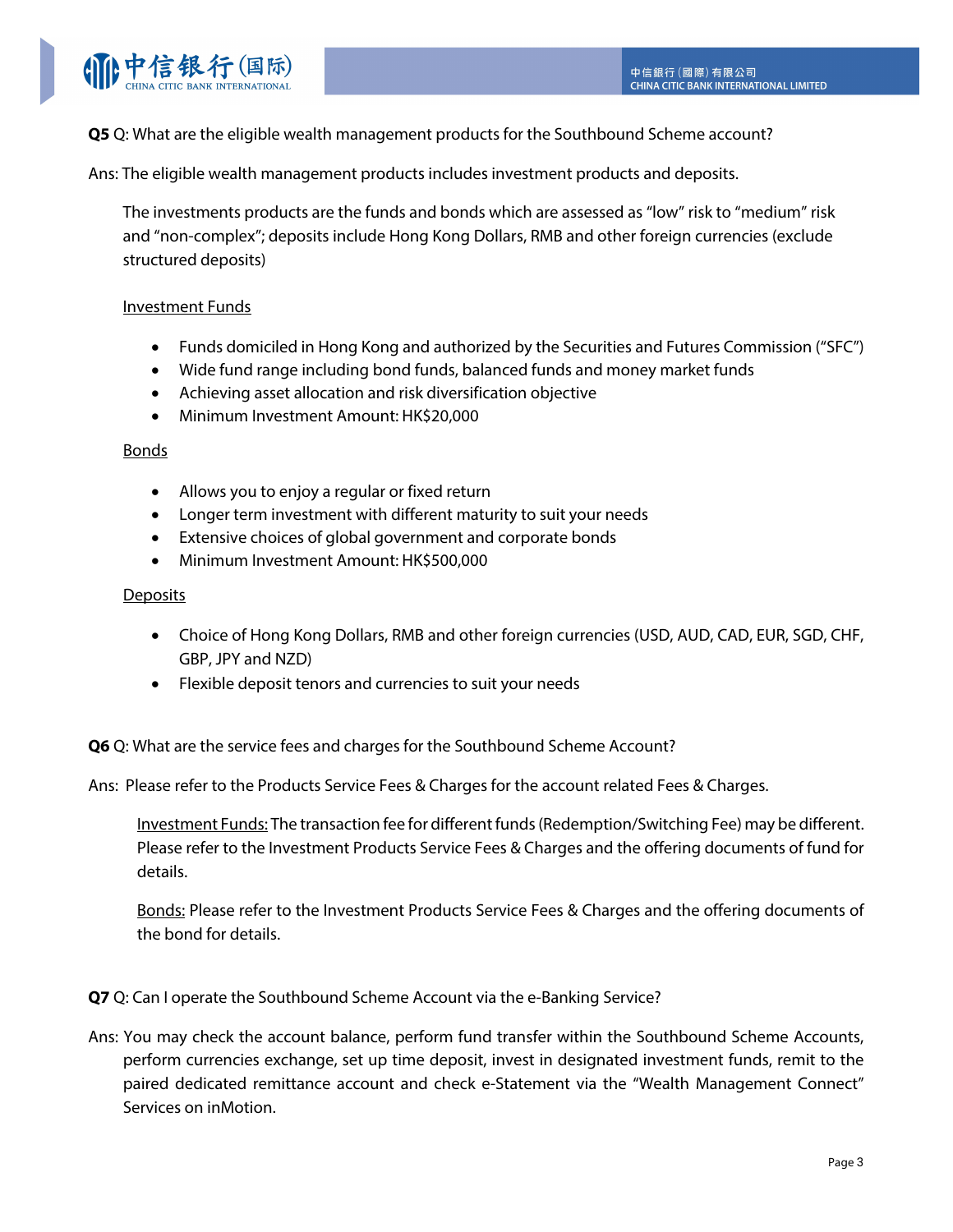**Q5** Q: What are the eligible wealth management products for the Southbound Scheme account?

Ans: The eligible wealth management products includes investment products and deposits.

The investments products are the funds and bonds which are assessed as "low" risk to "medium" risk and "non-complex"; deposits include Hong Kong Dollars, RMB and other foreign currencies (exclude structured deposits)

<u>Investment Funds</u>

- Funds domiciled in Hong Kong and authorized by the Securities and Futures Commission ("SFC")
- Wide fund range including bond funds, balanced funds and money market funds
- Achieving asset allocation and risk diversification objective
- Minimum Investment Amount: HK$20,000

<u>Bonds</u>

- Allows you to enjoy a regular or fixed return
- Longer term investment with different maturity to suit your needs
- Extensive choices of global government and corporate bonds
- Minimum Investment Amount: HK$500,000

<u>Deposits</u>

- Choice of Hong Kong Dollars, RMB and other foreign currencies (USD, AUD, CAD, EUR, SGD, CHF, GBP, JPY and NZD)
- Flexible deposit tenors and currencies to suit your needs

**Q6** Q: What are the service fees and charges for the Southbound Scheme Account?

Ans: Please refer to the Products Service Fees & Charges for the account related Fees & Charges.

<u>Investment Funds:</u> The transaction fee for different funds (Redemption/Switching Fee) may be different. Please refer to the Investment Products Service Fees & Charges and the offering documents of fund for details.

<u>Bonds:</u> Please refer to the Investment Products Service Fees & Charges and the offering documents of the bond for details.

**Q7** Q: Can I operate the Southbound Scheme Account via the e-Banking Service?

Ans: You may check the account balance, perform fund transfer within the Southbound Scheme Accounts, perform currencies exchange, set up time deposit, invest in designated investment funds, remit to the paired dedicated remittance account and check e-Statement via the "Wealth Management Connect" Services on inMotion.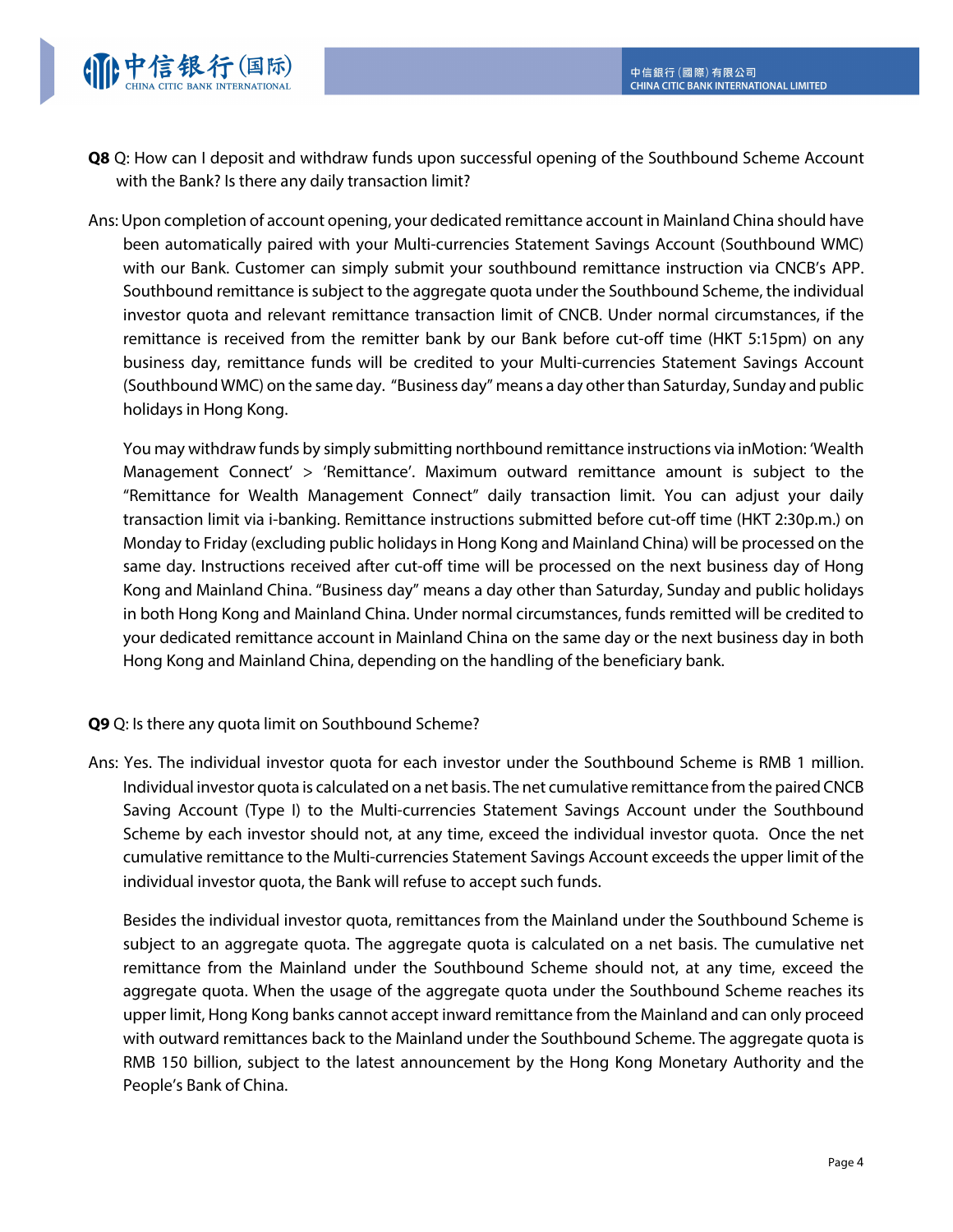**Q8** Q: How can I deposit and withdraw funds upon successful opening of the Southbound Scheme Account with the Bank? Is there any daily transaction limit?

Ans: Upon completion of account opening, your dedicated remittance account in Mainland China should have been automatically paired with your Multi-currencies Statement Savings Account (Southbound WMC) with our Bank. Customer can simply submit your southbound remittance instruction via CNCB's APP. Southbound remittance is subject to the aggregate quota under the Southbound Scheme, the individual investor quota and relevant remittance transaction limit of CNCB. Under normal circumstances, if the remittance is received from the remitter bank by our Bank before cut-off time (HKT 5:15pm) on any business day, remittance funds will be credited to your Multi-currencies Statement Savings Account (Southbound WMC) on the same day. "Business day" means a day other than Saturday, Sunday and public holidays in Hong Kong.

You may withdraw funds by simply submitting northbound remittance instructions via inMotion: 'Wealth Management Connect' > 'Remittance'. Maximum outward remittance amount is subject to the "Remittance for Wealth Management Connect" daily transaction limit. You can adjust your daily transaction limit via i-banking. Remittance instructions submitted before cut-off time (HKT 2:30p.m.) on Monday to Friday (excluding public holidays in Hong Kong and Mainland China) will be processed on the same day. Instructions received after cut-off time will be processed on the next business day of Hong Kong and Mainland China. "Business day" means a day other than Saturday, Sunday and public holidays in both Hong Kong and Mainland China. Under normal circumstances, funds remitted will be credited to your dedicated remittance account in Mainland China on the same day or the next business day in both Hong Kong and Mainland China, depending on the handling of the beneficiary bank.

**Q9** Q: Is there any quota limit on Southbound Scheme?

Ans: Yes. The individual investor quota for each investor under the Southbound Scheme is RMB 1 million. Individual investor quota is calculated on a net basis. The net cumulative remittance from the paired CNCB Saving Account (Type I) to the Multi-currencies Statement Savings Account under the Southbound Scheme by each investor should not, at any time, exceed the individual investor quota. Once the net cumulative remittance to the Multi-currencies Statement Savings Account exceeds the upper limit of the individual investor quota, the Bank will refuse to accept such funds.

Besides the individual investor quota, remittances from the Mainland under the Southbound Scheme is subject to an aggregate quota. The aggregate quota is calculated on a net basis. The cumulative net remittance from the Mainland under the Southbound Scheme should not, at any time, exceed the aggregate quota. When the usage of the aggregate quota under the Southbound Scheme reaches its upper limit, Hong Kong banks cannot accept inward remittance from the Mainland and can only proceed with outward remittances back to the Mainland under the Southbound Scheme. The aggregate quota is RMB 150 billion, subject to the latest announcement by the Hong Kong Monetary Authority and the People's Bank of China.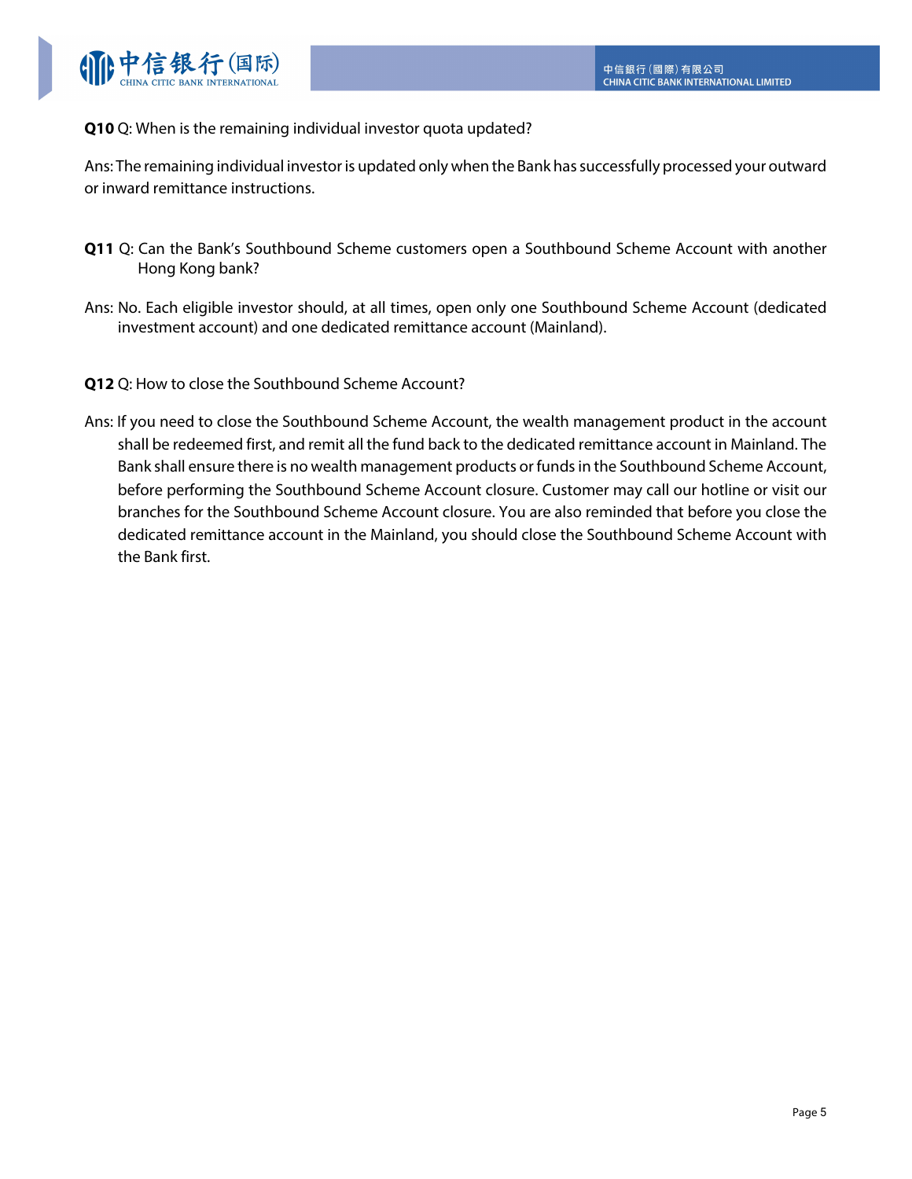**Q10** Q: When is the remaining individual investor quota updated?

Ans: The remaining individual investor is updated only when the Bank has successfully processed your outward or inward remittance instructions.

**Q11** Q: Can the Bank's Southbound Scheme customers open a Southbound Scheme Account with another Hong Kong bank?

Ans: No. Each eligible investor should, at all times, open only one Southbound Scheme Account (dedicated investment account) and one dedicated remittance account (Mainland).

**Q12** Q: How to close the Southbound Scheme Account?

Ans: If you need to close the Southbound Scheme Account, the wealth management product in the account shall be redeemed first, and remit all the fund back to the dedicated remittance account in Mainland. The Bank shall ensure there is no wealth management products or funds in the Southbound Scheme Account, before performing the Southbound Scheme Account closure. Customer may call our hotline or visit our branches for the Southbound Scheme Account closure. You are also reminded that before you close the dedicated remittance account in the Mainland, you should close the Southbound Scheme Account with the Bank first.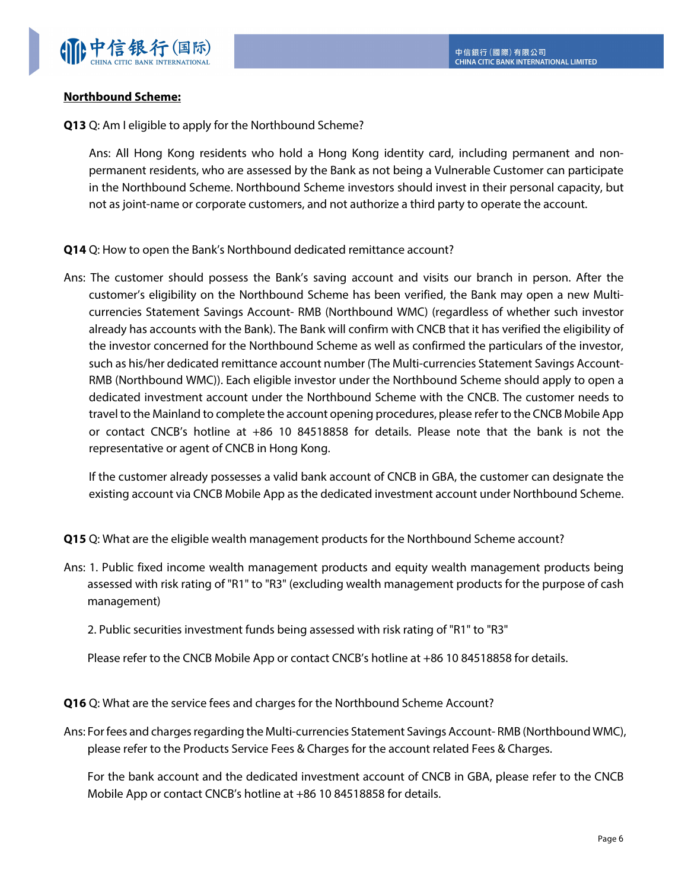**Northbound Scheme:**

**Q13** Q: Am I eligible to apply for the Northbound Scheme?

Ans: All Hong Kong residents who hold a Hong Kong identity card, including permanent and non-permanent residents, who are assessed by the Bank as not being a Vulnerable Customer can participate in the Northbound Scheme. Northbound Scheme investors should invest in their personal capacity, but not as joint-name or corporate customers, and not authorize a third party to operate the account.

**Q14** Q: How to open the Bank's Northbound dedicated remittance account?

Ans: The customer should possess the Bank's saving account and visits our branch in person. After the customer's eligibility on the Northbound Scheme has been verified, the Bank may open a new Multi-currencies Statement Savings Account- RMB (Northbound WMC) (regardless of whether such investor already has accounts with the Bank). The Bank will confirm with CNCB that it has verified the eligibility of the investor concerned for the Northbound Scheme as well as confirmed the particulars of the investor, such as his/her dedicated remittance account number (The Multi-currencies Statement Savings Account- RMB (Northbound WMC)). Each eligible investor under the Northbound Scheme should apply to open a dedicated investment account under the Northbound Scheme with the CNCB. The customer needs to travel to the Mainland to complete the account opening procedures, please refer to the CNCB Mobile App or contact CNCB's hotline at +86 10 84518858 for details. Please note that the bank is not the representative or agent of CNCB in Hong Kong.

If the customer already possesses a valid bank account of CNCB in GBA, the customer can designate the existing account via CNCB Mobile App as the dedicated investment account under Northbound Scheme.

**Q15** Q: What are the eligible wealth management products for the Northbound Scheme account?

Ans: 1. Public fixed income wealth management products and equity wealth management products being assessed with risk rating of "R1" to "R3" (excluding wealth management products for the purpose of cash management)

2. Public securities investment funds being assessed with risk rating of "R1" to "R3"

Please refer to the CNCB Mobile App or contact CNCB's hotline at +86 10 84518858 for details.

**Q16** Q: What are the service fees and charges for the Northbound Scheme Account?

Ans: For fees and charges regarding the Multi-currencies Statement Savings Account- RMB (Northbound WMC), please refer to the Products Service Fees & Charges for the account related Fees & Charges.

For the bank account and the dedicated investment account of CNCB in GBA, please refer to the CNCB Mobile App or contact CNCB's hotline at +86 10 84518858 for details.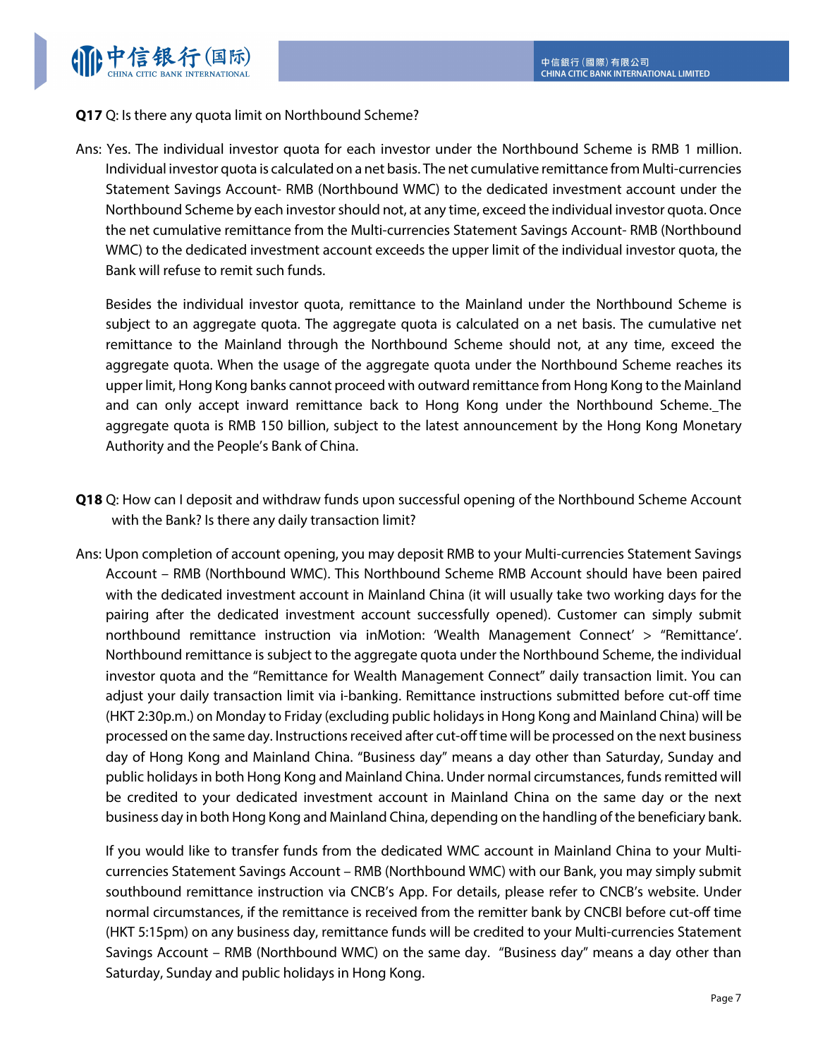**Q17** Q: Is there any quota limit on Northbound Scheme?

Ans: Yes. The individual investor quota for each investor under the Northbound Scheme is RMB 1 million. Individual investor quota is calculated on a net basis. The net cumulative remittance from Multi-currencies Statement Savings Account- RMB (Northbound WMC) to the dedicated investment account under the Northbound Scheme by each investor should not, at any time, exceed the individual investor quota. Once the net cumulative remittance from the Multi-currencies Statement Savings Account- RMB (Northbound WMC) to the dedicated investment account exceeds the upper limit of the individual investor quota, the Bank will refuse to remit such funds.

Besides the individual investor quota, remittance to the Mainland under the Northbound Scheme is subject to an aggregate quota. The aggregate quota is calculated on a net basis. The cumulative net remittance to the Mainland through the Northbound Scheme should not, at any time, exceed the aggregate quota. When the usage of the aggregate quota under the Northbound Scheme reaches its upper limit, Hong Kong banks cannot proceed with outward remittance from Hong Kong to the Mainland and can only accept inward remittance back to Hong Kong under the Northbound Scheme. The aggregate quota is RMB 150 billion, subject to the latest announcement by the Hong Kong Monetary Authority and the People's Bank of China.

**Q18** Q: How can I deposit and withdraw funds upon successful opening of the Northbound Scheme Account with the Bank? Is there any daily transaction limit?

Ans: Upon completion of account opening, you may deposit RMB to your Multi-currencies Statement Savings Account – RMB (Northbound WMC). This Northbound Scheme RMB Account should have been paired with the dedicated investment account in Mainland China (it will usually take two working days for the pairing after the dedicated investment account successfully opened). Customer can simply submit northbound remittance instruction via inMotion: 'Wealth Management Connect' > "Remittance'. Northbound remittance is subject to the aggregate quota under the Northbound Scheme, the individual investor quota and the "Remittance for Wealth Management Connect" daily transaction limit. You can adjust your daily transaction limit via i-banking. Remittance instructions submitted before cut-off time (HKT 2:30p.m.) on Monday to Friday (excluding public holidays in Hong Kong and Mainland China) will be processed on the same day. Instructions received after cut-off time will be processed on the next business day of Hong Kong and Mainland China. "Business day" means a day other than Saturday, Sunday and public holidays in both Hong Kong and Mainland China. Under normal circumstances, funds remitted will be credited to your dedicated investment account in Mainland China on the same day or the next business day in both Hong Kong and Mainland China, depending on the handling of the beneficiary bank.

If you would like to transfer funds from the dedicated WMC account in Mainland China to your Multi-currencies Statement Savings Account – RMB (Northbound WMC) with our Bank, you may simply submit southbound remittance instruction via CNCB's App. For details, please refer to CNCB's website. Under normal circumstances, if the remittance is received from the remitter bank by CNCBI before cut-off time (HKT 5:15pm) on any business day, remittance funds will be credited to your Multi-currencies Statement Savings Account – RMB (Northbound WMC) on the same day. "Business day" means a day other than Saturday, Sunday and public holidays in Hong Kong.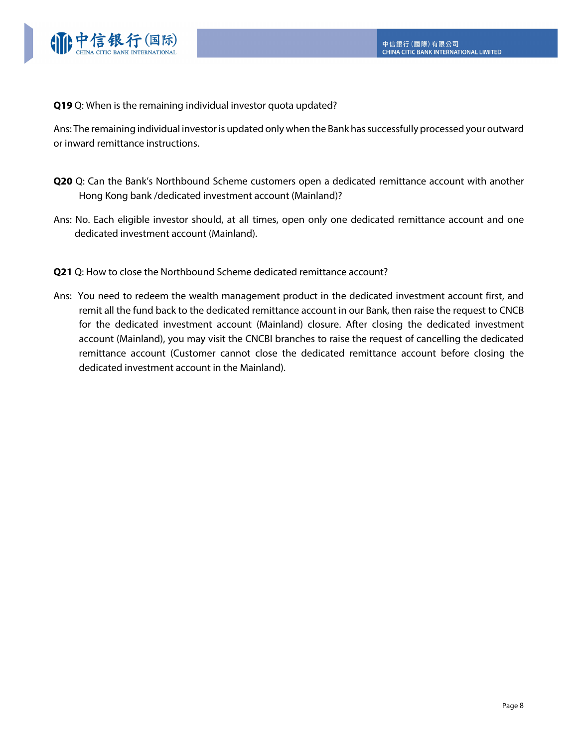**Q19** Q: When is the remaining individual investor quota updated?

Ans: The remaining individual investor is updated only when the Bank has successfully processed your outward or inward remittance instructions.

**Q20** Q: Can the Bank's Northbound Scheme customers open a dedicated remittance account with another Hong Kong bank /dedicated investment account (Mainland)?

Ans: No. Each eligible investor should, at all times, open only one dedicated remittance account and one dedicated investment account (Mainland).

**Q21** Q: How to close the Northbound Scheme dedicated remittance account?

Ans: You need to redeem the wealth management product in the dedicated investment account first, and remit all the fund back to the dedicated remittance account in our Bank, then raise the request to CNCB for the dedicated investment account (Mainland) closure. After closing the dedicated investment account (Mainland), you may visit the CNCBI branches to raise the request of cancelling the dedicated remittance account (Customer cannot close the dedicated remittance account before closing the dedicated investment account in the Mainland).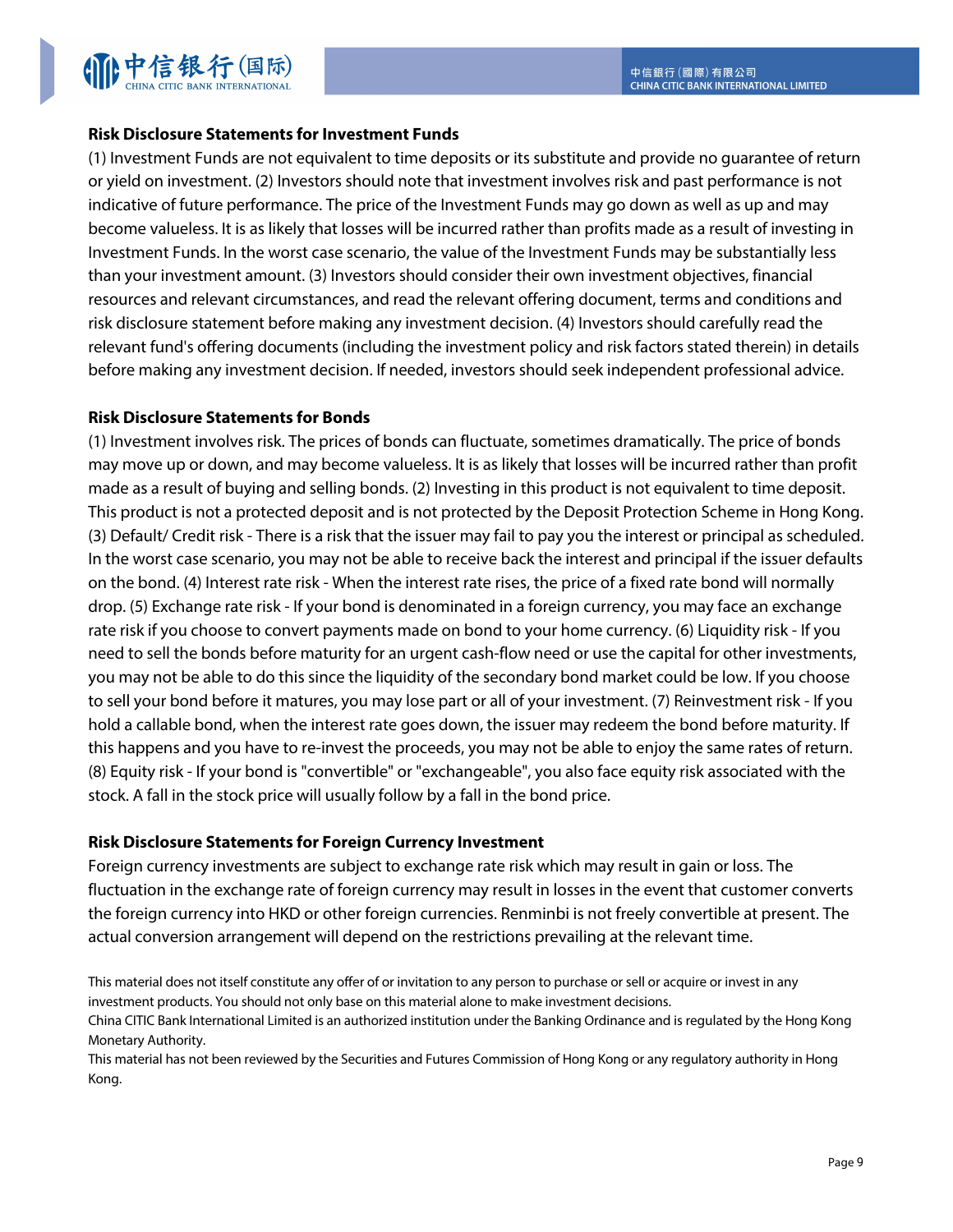**Risk Disclosure Statements for Investment Funds**

(1) Investment Funds are not equivalent to time deposits or its substitute and provide no guarantee of return or yield on investment. (2) Investors should note that investment involves risk and past performance is not indicative of future performance. The price of the Investment Funds may go down as well as up and may become valueless. It is as likely that losses will be incurred rather than profits made as a result of investing in Investment Funds. In the worst case scenario, the value of the Investment Funds may be substantially less than your investment amount. (3) Investors should consider their own investment objectives, financial resources and relevant circumstances, and read the relevant offering document, terms and conditions and risk disclosure statement before making any investment decision. (4) Investors should carefully read the relevant fund's offering documents (including the investment policy and risk factors stated therein) in details before making any investment decision. If needed, investors should seek independent professional advice.

**Risk Disclosure Statements for Bonds**

(1) Investment involves risk. The prices of bonds can fluctuate, sometimes dramatically. The price of bonds may move up or down, and may become valueless. It is as likely that losses will be incurred rather than profit made as a result of buying and selling bonds. (2) Investing in this product is not equivalent to time deposit. This product is not a protected deposit and is not protected by the Deposit Protection Scheme in Hong Kong. (3) Default/ Credit risk - There is a risk that the issuer may fail to pay you the interest or principal as scheduled. In the worst case scenario, you may not be able to receive back the interest and principal if the issuer defaults on the bond. (4) Interest rate risk - When the interest rate rises, the price of a fixed rate bond will normally drop. (5) Exchange rate risk - If your bond is denominated in a foreign currency, you may face an exchange rate risk if you choose to convert payments made on bond to your home currency. (6) Liquidity risk - If you need to sell the bonds before maturity for an urgent cash-flow need or use the capital for other investments, you may not be able to do this since the liquidity of the secondary bond market could be low. If you choose to sell your bond before it matures, you may lose part or all of your investment. (7) Reinvestment risk - If you hold a callable bond, when the interest rate goes down, the issuer may redeem the bond before maturity. If this happens and you have to re-invest the proceeds, you may not be able to enjoy the same rates of return. (8) Equity risk - If your bond is "convertible" or "exchangeable", you also face equity risk associated with the stock. A fall in the stock price will usually follow by a fall in the bond price.

**Risk Disclosure Statements for Foreign Currency Investment**

Foreign currency investments are subject to exchange rate risk which may result in gain or loss. The fluctuation in the exchange rate of foreign currency may result in losses in the event that customer converts the foreign currency into HKD or other foreign currencies. Renminbi is not freely convertible at present. The actual conversion arrangement will depend on the restrictions prevailing at the relevant time.

This material does not itself constitute any offer of or invitation to any person to purchase or sell or acquire or invest in any investment products. You should not only base on this material alone to make investment decisions.
China CITIC Bank International Limited is an authorized institution under the Banking Ordinance and is regulated by the Hong Kong Monetary Authority.
This material has not been reviewed by the Securities and Futures Commission of Hong Kong or any regulatory authority in Hong Kong.